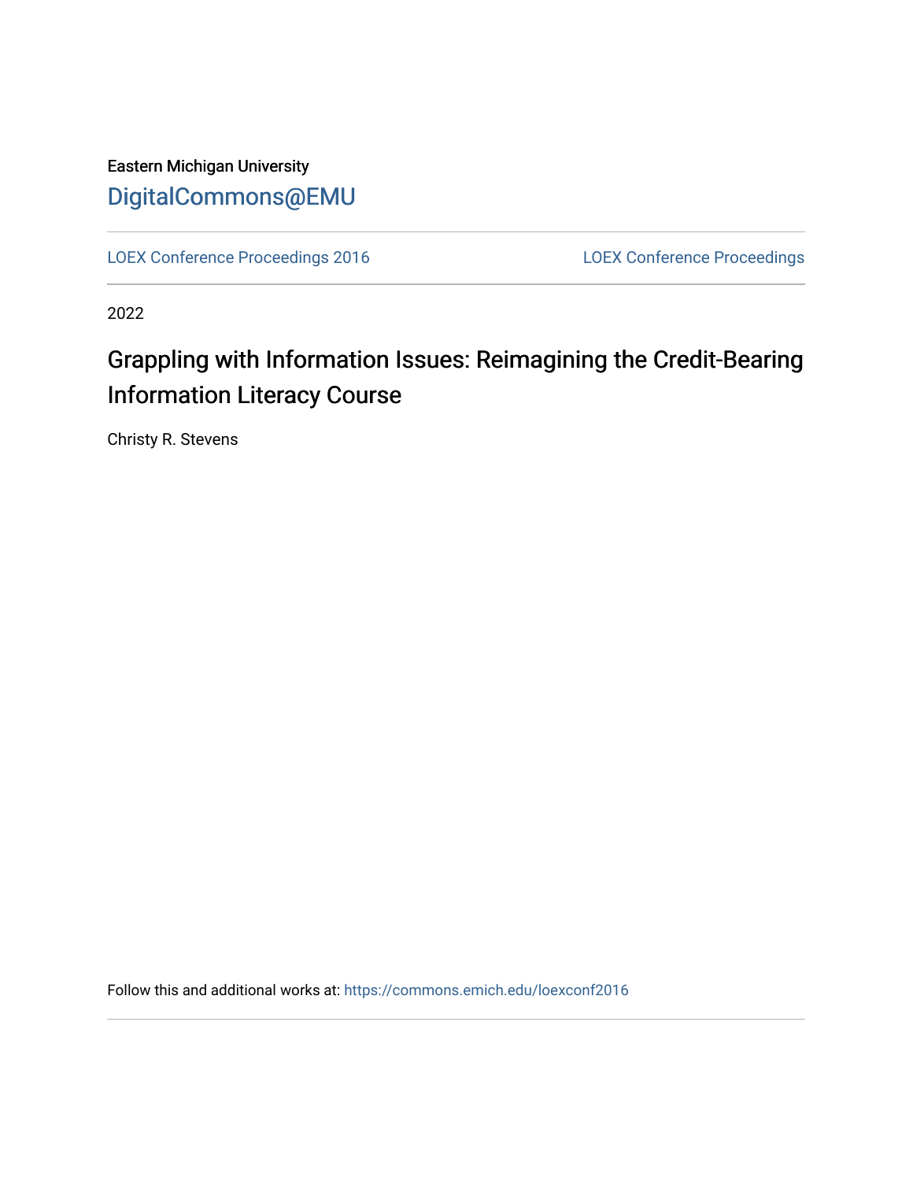Eastern Michigan University

DigitalCommons@EMU

LOEX Conference Proceedings 2016

LOEX Conference Proceedings

2022

# Grappling with Information Issues: Reimagining the Credit-Bearing Information Literacy Course

Christy R. Stevens

Follow this and additional works at: https://commons.emich.edu/loexconf2016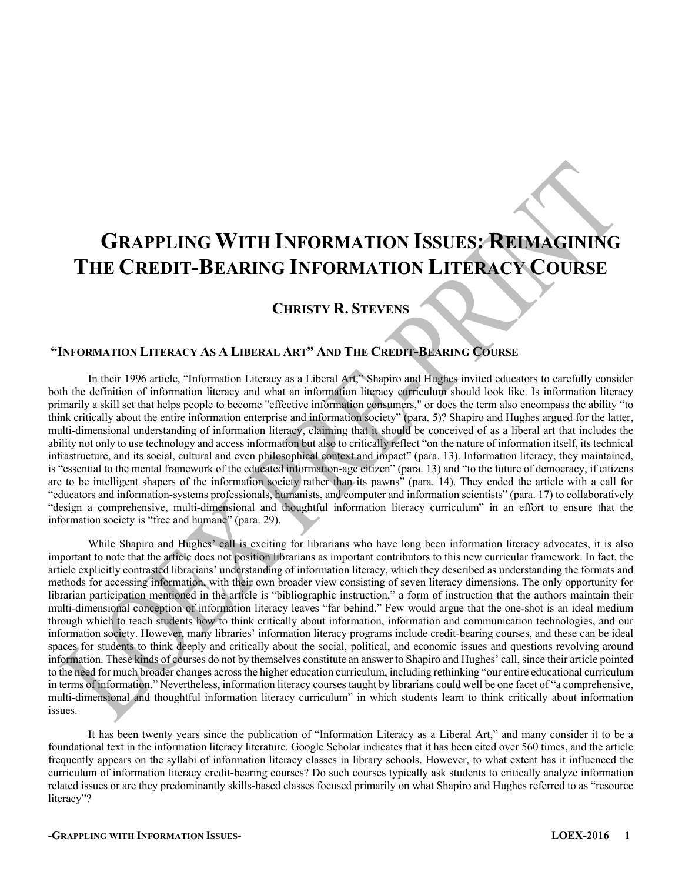# Grappling With Information Issues: Reimagining The Credit-Bearing Information Literacy Course

## Christy R. Stevens

### "Information Literacy As A Liberal Art" And The Credit-Bearing Course

In their 1996 article, "Information Literacy as a Liberal Art," Shapiro and Hughes invited educators to carefully consider both the definition of information literacy and what an information literacy curriculum should look like. Is information literacy primarily a skill set that helps people to become "effective information consumers," or does the term also encompass the ability "to think critically about the entire information enterprise and information society" (para. 5)? Shapiro and Hughes argued for the latter, multi-dimensional understanding of information literacy, claiming that it should be conceived of as a liberal art that includes the ability not only to use technology and access information but also to critically reflect "on the nature of information itself, its technical infrastructure, and its social, cultural and even philosophical context and impact" (para. 13). Information literacy, they maintained, is "essential to the mental framework of the educated information-age citizen" (para. 13) and "to the future of democracy, if citizens are to be intelligent shapers of the information society rather than its pawns" (para. 14). They ended the article with a call for "educators and information-systems professionals, humanists, and computer and information scientists" (para. 17) to collaboratively "design a comprehensive, multi-dimensional and thoughtful information literacy curriculum" in an effort to ensure that the information society is "free and humane" (para. 29).

While Shapiro and Hughes' call is exciting for librarians who have long been information literacy advocates, it is also important to note that the article does not position librarians as important contributors to this new curricular framework. In fact, the article explicitly contrasted librarians' understanding of information literacy, which they described as understanding the formats and methods for accessing information, with their own broader view consisting of seven literacy dimensions. The only opportunity for librarian participation mentioned in the article is "bibliographic instruction," a form of instruction that the authors maintain their multi-dimensional conception of information literacy leaves "far behind." Few would argue that the one-shot is an ideal medium through which to teach students how to think critically about information, information and communication technologies, and our information society. However, many libraries' information literacy programs include credit-bearing courses, and these can be ideal spaces for students to think deeply and critically about the social, political, and economic issues and questions revolving around information. These kinds of courses do not by themselves constitute an answer to Shapiro and Hughes' call, since their article pointed to the need for much broader changes across the higher education curriculum, including rethinking "our entire educational curriculum in terms of information." Nevertheless, information literacy courses taught by librarians could well be one facet of "a comprehensive, multi-dimensional and thoughtful information literacy curriculum" in which students learn to think critically about information issues.

It has been twenty years since the publication of "Information Literacy as a Liberal Art," and many consider it to be a foundational text in the information literacy literature. Google Scholar indicates that it has been cited over 560 times, and the article frequently appears on the syllabi of information literacy classes in library schools. However, to what extent has it influenced the curriculum of information literacy credit-bearing courses? Do such courses typically ask students to critically analyze information related issues or are they predominantly skills-based classes focused primarily on what Shapiro and Hughes referred to as "resource literacy"?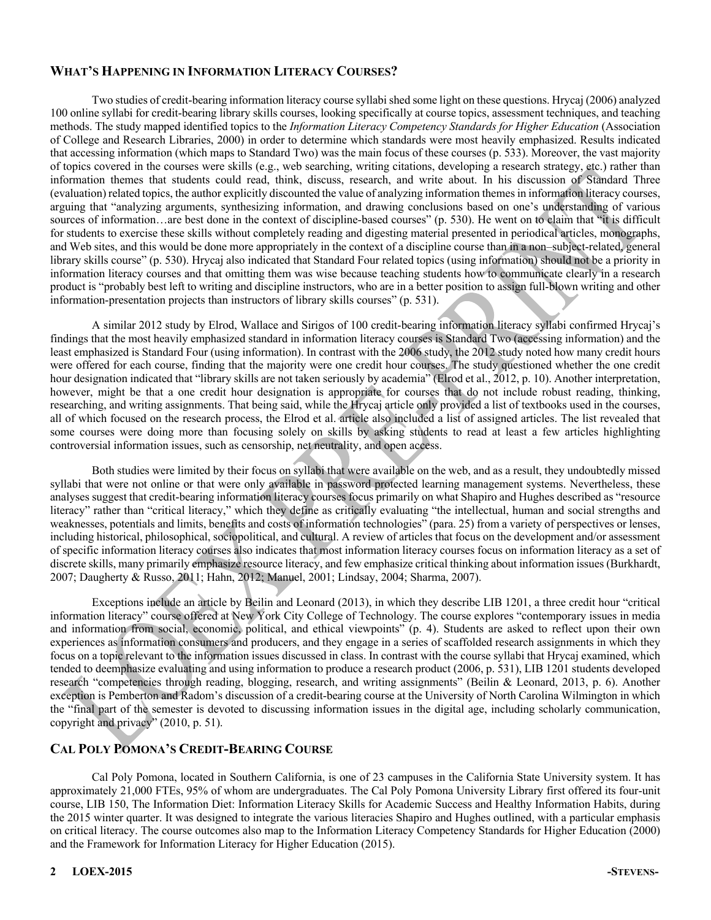## What's Happening in Information Literacy Courses?

Two studies of credit-bearing information literacy course syllabi shed some light on these questions. Hrycaj (2006) analyzed 100 online syllabi for credit-bearing library skills courses, looking specifically at course topics, assessment techniques, and teaching methods. The study mapped identified topics to the *Information Literacy Competency Standards for Higher Education* (Association of College and Research Libraries, 2000) in order to determine which standards were most heavily emphasized. Results indicated that accessing information (which maps to Standard Two) was the main focus of these courses (p. 533). Moreover, the vast majority of topics covered in the courses were skills (e.g., web searching, writing citations, developing a research strategy, etc.) rather than information themes that students could read, think, discuss, research, and write about. In his discussion of Standard Three (evaluation) related topics, the author explicitly discounted the value of analyzing information themes in information literacy courses, arguing that "analyzing arguments, synthesizing information, and drawing conclusions based on one's understanding of various sources of information…are best done in the context of discipline-based courses" (p. 530). He went on to claim that "it is difficult for students to exercise these skills without completely reading and digesting material presented in periodical articles, monographs, and Web sites, and this would be done more appropriately in the context of a discipline course than in a non–subject-related, general library skills course" (p. 530). Hrycaj also indicated that Standard Four related topics (using information) should not be a priority in information literacy courses and that omitting them was wise because teaching students how to communicate clearly in a research product is "probably best left to writing and discipline instructors, who are in a better position to assign full-blown writing and other information-presentation projects than instructors of library skills courses" (p. 531).

A similar 2012 study by Elrod, Wallace and Sirigos of 100 credit-bearing information literacy syllabi confirmed Hrycaj's findings that the most heavily emphasized standard in information literacy courses is Standard Two (accessing information) and the least emphasized is Standard Four (using information). In contrast with the 2006 study, the 2012 study noted how many credit hours were offered for each course, finding that the majority were one credit hour courses. The study questioned whether the one credit hour designation indicated that "library skills are not taken seriously by academia" (Elrod et al., 2012, p. 10). Another interpretation, however, might be that a one credit hour designation is appropriate for courses that do not include robust reading, thinking, researching, and writing assignments. That being said, while the Hrycaj article only provided a list of textbooks used in the courses, all of which focused on the research process, the Elrod et al. article also included a list of assigned articles. The list revealed that some courses were doing more than focusing solely on skills by asking students to read at least a few articles highlighting controversial information issues, such as censorship, net neutrality, and open access.

Both studies were limited by their focus on syllabi that were available on the web, and as a result, they undoubtedly missed syllabi that were not online or that were only available in password protected learning management systems. Nevertheless, these analyses suggest that credit-bearing information literacy courses focus primarily on what Shapiro and Hughes described as "resource literacy" rather than "critical literacy," which they define as critically evaluating "the intellectual, human and social strengths and weaknesses, potentials and limits, benefits and costs of information technologies" (para. 25) from a variety of perspectives or lenses, including historical, philosophical, sociopolitical, and cultural. A review of articles that focus on the development and/or assessment of specific information literacy courses also indicates that most information literacy courses focus on information literacy as a set of discrete skills, many primarily emphasize resource literacy, and few emphasize critical thinking about information issues (Burkhardt, 2007; Daugherty & Russo, 2011; Hahn, 2012; Manuel, 2001; Lindsay, 2004; Sharma, 2007).

Exceptions include an article by Beilin and Leonard (2013), in which they describe LIB 1201, a three credit hour "critical information literacy" course offered at New York City College of Technology. The course explores "contemporary issues in media and information from social, economic, political, and ethical viewpoints" (p. 4). Students are asked to reflect upon their own experiences as information consumers and producers, and they engage in a series of scaffolded research assignments in which they focus on a topic relevant to the information issues discussed in class. In contrast with the course syllabi that Hrycaj examined, which tended to deemphasize evaluating and using information to produce a research product (2006, p. 531), LIB 1201 students developed research "competencies through reading, blogging, research, and writing assignments" (Beilin & Leonard, 2013, p. 6). Another exception is Pemberton and Radom's discussion of a credit-bearing course at the University of North Carolina Wilmington in which the "final part of the semester is devoted to discussing information issues in the digital age, including scholarly communication, copyright and privacy" (2010, p. 51).

## Cal Poly Pomona's Credit-Bearing Course

Cal Poly Pomona, located in Southern California, is one of 23 campuses in the California State University system. It has approximately 21,000 FTEs, 95% of whom are undergraduates. The Cal Poly Pomona University Library first offered its four-unit course, LIB 150, The Information Diet: Information Literacy Skills for Academic Success and Healthy Information Habits, during the 2015 winter quarter. It was designed to integrate the various literacies Shapiro and Hughes outlined, with a particular emphasis on critical literacy. The course outcomes also map to the Information Literacy Competency Standards for Higher Education (2000) and the Framework for Information Literacy for Higher Education (2015).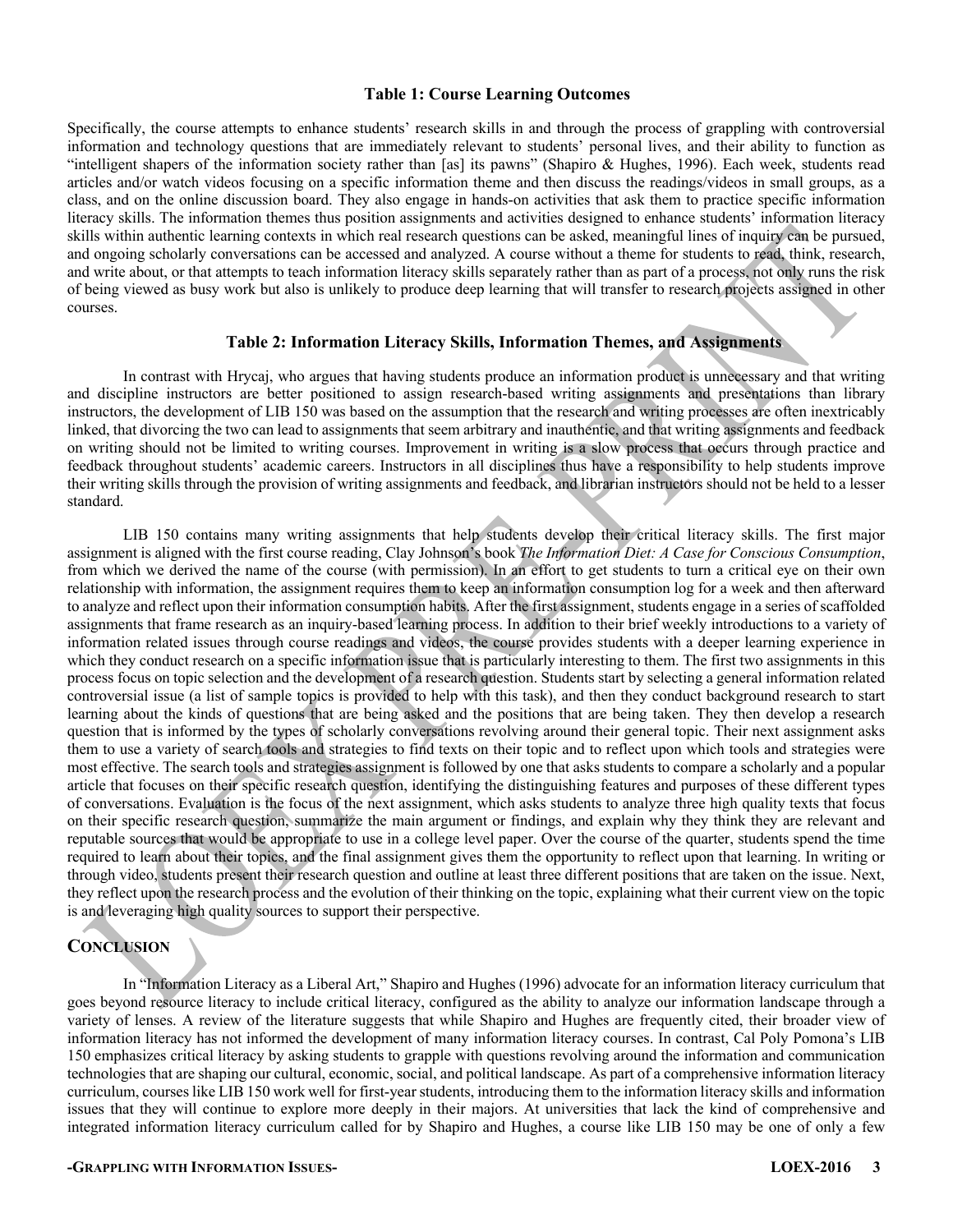**Table 1: Course Learning Outcomes**

Specifically, the course attempts to enhance students' research skills in and through the process of grappling with controversial information and technology questions that are immediately relevant to students' personal lives, and their ability to function as "intelligent shapers of the information society rather than [as] its pawns" (Shapiro & Hughes, 1996). Each week, students read articles and/or watch videos focusing on a specific information theme and then discuss the readings/videos in small groups, as a class, and on the online discussion board. They also engage in hands-on activities that ask them to practice specific information literacy skills. The information themes thus position assignments and activities designed to enhance students' information literacy skills within authentic learning contexts in which real research questions can be asked, meaningful lines of inquiry can be pursued, and ongoing scholarly conversations can be accessed and analyzed. A course without a theme for students to read, think, research, and write about, or that attempts to teach information literacy skills separately rather than as part of a process, not only runs the risk of being viewed as busy work but also is unlikely to produce deep learning that will transfer to research projects assigned in other courses.

**Table 2: Information Literacy Skills, Information Themes, and Assignments**

In contrast with Hrycaj, who argues that having students produce an information product is unnecessary and that writing and discipline instructors are better positioned to assign research-based writing assignments and presentations than library instructors, the development of LIB 150 was based on the assumption that the research and writing processes are often inextricably linked, that divorcing the two can lead to assignments that seem arbitrary and inauthentic, and that writing assignments and feedback on writing should not be limited to writing courses. Improvement in writing is a slow process that occurs through practice and feedback throughout students' academic careers. Instructors in all disciplines thus have a responsibility to help students improve their writing skills through the provision of writing assignments and feedback, and librarian instructors should not be held to a lesser standard.

LIB 150 contains many writing assignments that help students develop their critical literacy skills. The first major assignment is aligned with the first course reading, Clay Johnson's book *The Information Diet: A Case for Conscious Consumption*, from which we derived the name of the course (with permission). In an effort to get students to turn a critical eye on their own relationship with information, the assignment requires them to keep an information consumption log for a week and then afterward to analyze and reflect upon their information consumption habits. After the first assignment, students engage in a series of scaffolded assignments that frame research as an inquiry-based learning process. In addition to their brief weekly introductions to a variety of information related issues through course readings and videos, the course provides students with a deeper learning experience in which they conduct research on a specific information issue that is particularly interesting to them. The first two assignments in this process focus on topic selection and the development of a research question. Students start by selecting a general information related controversial issue (a list of sample topics is provided to help with this task), and then they conduct background research to start learning about the kinds of questions that are being asked and the positions that are being taken. They then develop a research question that is informed by the types of scholarly conversations revolving around their general topic. Their next assignment asks them to use a variety of search tools and strategies to find texts on their topic and to reflect upon which tools and strategies were most effective. The search tools and strategies assignment is followed by one that asks students to compare a scholarly and a popular article that focuses on their specific research question, identifying the distinguishing features and purposes of these different types of conversations. Evaluation is the focus of the next assignment, which asks students to analyze three high quality texts that focus on their specific research question, summarize the main argument or findings, and explain why they think they are relevant and reputable sources that would be appropriate to use in a college level paper. Over the course of the quarter, students spend the time required to learn about their topics, and the final assignment gives them the opportunity to reflect upon that learning. In writing or through video, students present their research question and outline at least three different positions that are taken on the issue. Next, they reflect upon the research process and the evolution of their thinking on the topic, explaining what their current view on the topic is and leveraging high quality sources to support their perspective.

## CONCLUSION

In "Information Literacy as a Liberal Art," Shapiro and Hughes (1996) advocate for an information literacy curriculum that goes beyond resource literacy to include critical literacy, configured as the ability to analyze our information landscape through a variety of lenses. A review of the literature suggests that while Shapiro and Hughes are frequently cited, their broader view of information literacy has not informed the development of many information literacy courses. In contrast, Cal Poly Pomona's LIB 150 emphasizes critical literacy by asking students to grapple with questions revolving around the information and communication technologies that are shaping our cultural, economic, social, and political landscape. As part of a comprehensive information literacy curriculum, courses like LIB 150 work well for first-year students, introducing them to the information literacy skills and information issues that they will continue to explore more deeply in their majors. At universities that lack the kind of comprehensive and integrated information literacy curriculum called for by Shapiro and Hughes, a course like LIB 150 may be one of only a few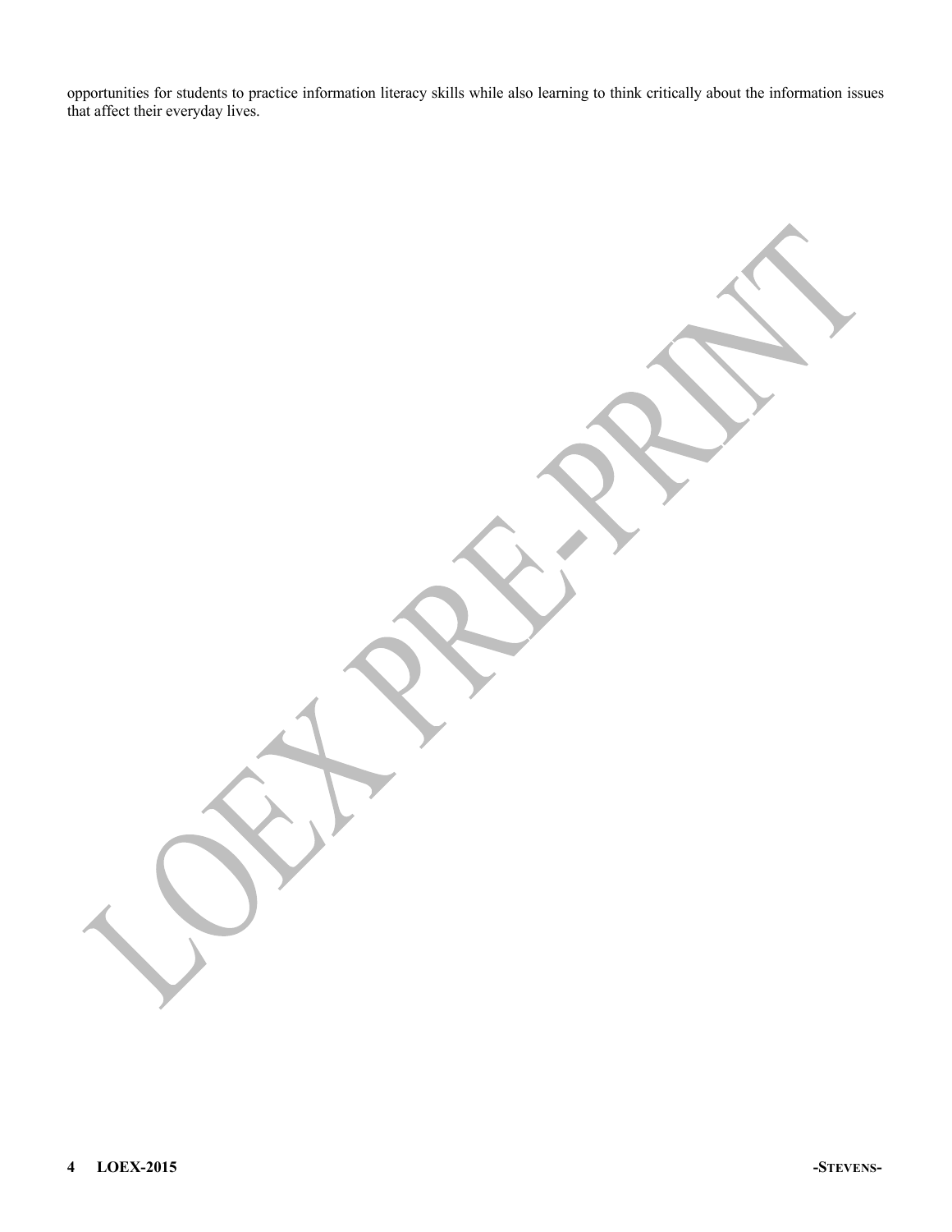opportunities for students to practice information literacy skills while also learning to think critically about the information issues that affect their everyday lives.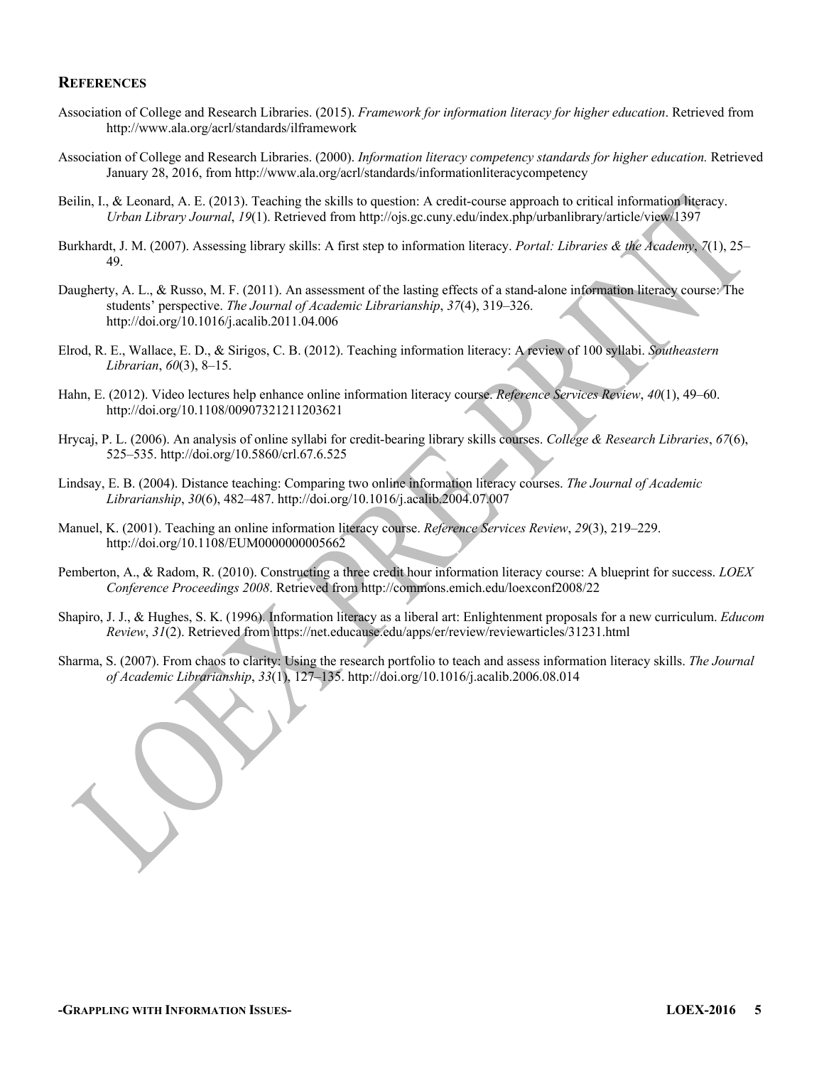## References

Association of College and Research Libraries. (2015). *Framework for information literacy for higher education*. Retrieved from http://www.ala.org/acrl/standards/ilframework

Association of College and Research Libraries. (2000). *Information literacy competency standards for higher education.* Retrieved January 28, 2016, from http://www.ala.org/acrl/standards/informationliteracycompetency

Beilin, I., & Leonard, A. E. (2013). Teaching the skills to question: A credit-course approach to critical information literacy. *Urban Library Journal*, *19*(1). Retrieved from http://ojs.gc.cuny.edu/index.php/urbanlibrary/article/view/1397

Burkhardt, J. M. (2007). Assessing library skills: A first step to information literacy. *Portal: Libraries & the Academy*, *7*(1), 25–49.

Daugherty, A. L., & Russo, M. F. (2011). An assessment of the lasting effects of a stand-alone information literacy course: The students' perspective. *The Journal of Academic Librarianship*, *37*(4), 319–326. http://doi.org/10.1016/j.acalib.2011.04.006

Elrod, R. E., Wallace, E. D., & Sirigos, C. B. (2012). Teaching information literacy: A review of 100 syllabi. *Southeastern Librarian*, *60*(3), 8–15.

Hahn, E. (2012). Video lectures help enhance online information literacy course. *Reference Services Review*, *40*(1), 49–60. http://doi.org/10.1108/00907321211203621

Hrycaj, P. L. (2006). An analysis of online syllabi for credit-bearing library skills courses. *College & Research Libraries*, *67*(6), 525–535. http://doi.org/10.5860/crl.67.6.525

Lindsay, E. B. (2004). Distance teaching: Comparing two online information literacy courses. *The Journal of Academic Librarianship*, *30*(6), 482–487. http://doi.org/10.1016/j.acalib.2004.07.007

Manuel, K. (2001). Teaching an online information literacy course. *Reference Services Review*, *29*(3), 219–229. http://doi.org/10.1108/EUM0000000005662

Pemberton, A., & Radom, R. (2010). Constructing a three credit hour information literacy course: A blueprint for success. *LOEX Conference Proceedings 2008*. Retrieved from http://commons.emich.edu/loexconf2008/22

Shapiro, J. J., & Hughes, S. K. (1996). Information literacy as a liberal art: Enlightenment proposals for a new curriculum. *Educom Review*, *31*(2). Retrieved from https://net.educause.edu/apps/er/review/reviewarticles/31231.html

Sharma, S. (2007). From chaos to clarity: Using the research portfolio to teach and assess information literacy skills. *The Journal of Academic Librarianship*, *33*(1), 127–135. http://doi.org/10.1016/j.acalib.2006.08.014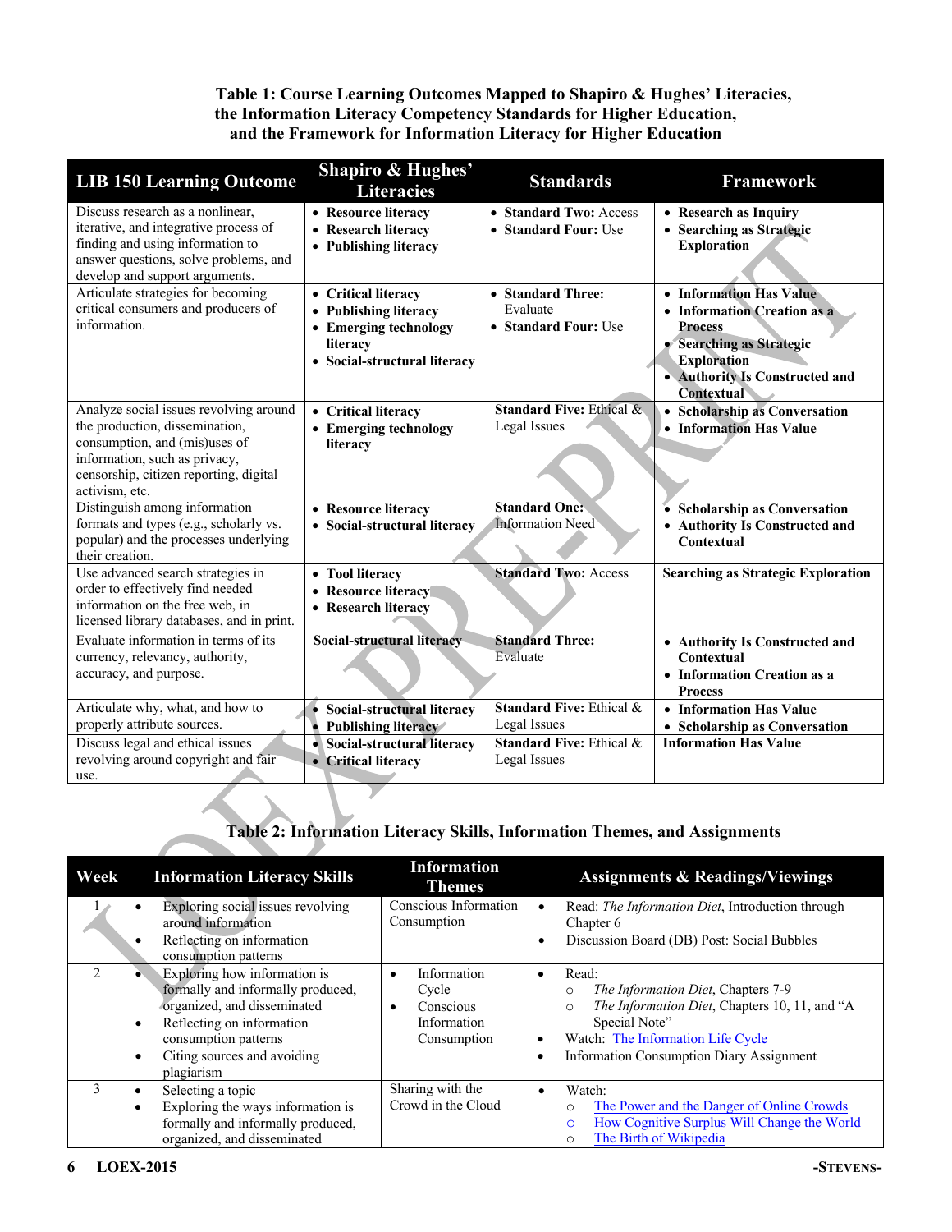**Table 1: Course Learning Outcomes Mapped to Shapiro & Hughes' Literacies, the Information Literacy Competency Standards for Higher Education, and the Framework for Information Literacy for Higher Education**

| LIB 150 Learning Outcome | Shapiro & Hughes' Literacies | Standards | Framework |
|---|---|---|---|
| Discuss research as a nonlinear, iterative, and integrative process of finding and using information to answer questions, solve problems, and develop and support arguments. | • **Resource literacy**<br>• **Research literacy**<br>• **Publishing literacy** | • **Standard Two:** Access<br>• **Standard Four:** Use | • **Research as Inquiry**<br>• **Searching as Strategic Exploration** |
| Articulate strategies for becoming critical consumers and producers of information. | • **Critical literacy**<br>• **Publishing literacy**<br>• **Emerging technology literacy**<br>• **Social-structural literacy** | • **Standard Three:** Evaluate<br>• **Standard Four:** Use | • **Information Has Value**<br>• **Information Creation as a Process**<br>• **Searching as Strategic Exploration**<br>• **Authority Is Constructed and Contextual** |
| Analyze social issues revolving around the production, dissemination, consumption, and (mis)uses of information, such as privacy, censorship, citizen reporting, digital activism, etc. | • **Critical literacy**<br>• **Emerging technology literacy** | **Standard Five:** Ethical & Legal Issues | • **Scholarship as Conversation**<br>• **Information Has Value** |
| Distinguish among information formats and types (e.g., scholarly vs. popular) and the processes underlying their creation. | • **Resource literacy**<br>• **Social-structural literacy** | **Standard One:** Information Need | • **Scholarship as Conversation**<br>• **Authority Is Constructed and Contextual** |
| Use advanced search strategies in order to effectively find needed information on the free web, in licensed library databases, and in print. | • **Tool literacy**<br>• **Resource literacy**<br>• **Research literacy** | **Standard Two:** Access | **Searching as Strategic Exploration** |
| Evaluate information in terms of its currency, relevancy, authority, accuracy, and purpose. | **Social-structural literacy** | **Standard Three:** Evaluate | • **Authority Is Constructed and Contextual**<br>• **Information Creation as a Process** |
| Articulate why, what, and how to properly attribute sources. | • **Social-structural literacy**<br>• **Publishing literacy** | **Standard Five:** Ethical & Legal Issues | • **Information Has Value**<br>• **Scholarship as Conversation** |
| Discuss legal and ethical issues revolving around copyright and fair use. | • **Social-structural literacy**<br>• **Critical literacy** | **Standard Five:** Ethical & Legal Issues | **Information Has Value** |

**Table 2: Information Literacy Skills, Information Themes, and Assignments**

| Week | Information Literacy Skills | Information Themes | Assignments & Readings/Viewings |
|---|---|---|---|
| 1 | • Exploring social issues revolving around information<br>• Reflecting on information consumption patterns | Conscious Information Consumption | • Read: *The Information Diet*, Introduction through Chapter 6<br>• Discussion Board (DB) Post: Social Bubbles |
| 2 | • Exploring how information is formally and informally produced, organized, and disseminated<br>• Reflecting on information consumption patterns<br>• Citing sources and avoiding plagiarism | • Information Cycle<br>• Conscious Information Consumption | • Read:<br>  ○ *The Information Diet*, Chapters 7-9<br>  ○ *The Information Diet*, Chapters 10, 11, and "A Special Note"<br>• Watch: The Information Life Cycle<br>• Information Consumption Diary Assignment |
| 3 | • Selecting a topic<br>• Exploring the ways information is formally and informally produced, organized, and disseminated | Sharing with the Crowd in the Cloud | • Watch:<br>  ○ The Power and the Danger of Online Crowds<br>  ○ How Cognitive Surplus Will Change the World<br>  ○ The Birth of Wikipedia |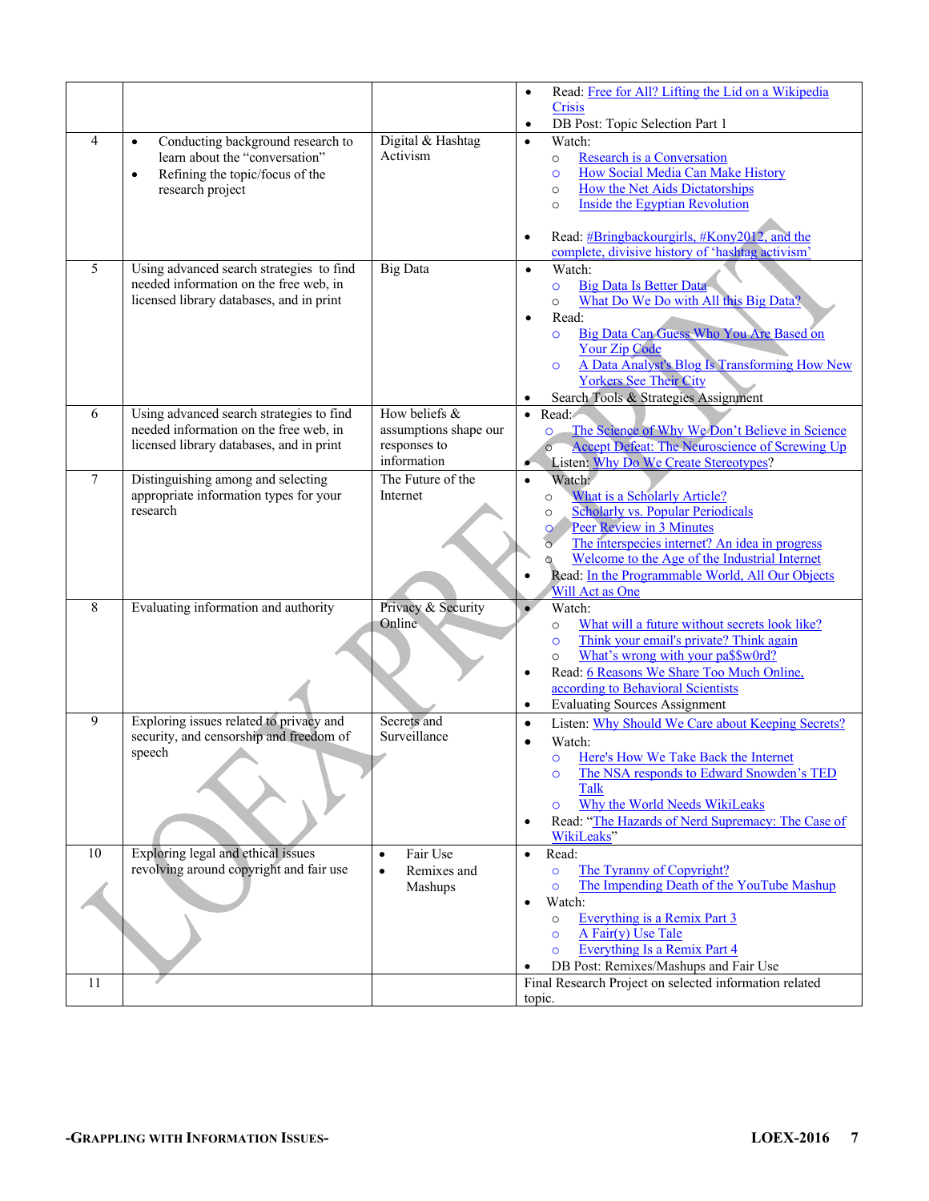| | | | |
|---|---|---|---|
| | | | • Read: Free for All? Lifting the Lid on a Wikipedia Crisis<br>• DB Post: Topic Selection Part 1 |
| 4 | • Conducting background research to learn about the "conversation"<br>• Refining the topic/focus of the research project | Digital & Hashtag Activism | • Watch:<br>○ Research is a Conversation<br>○ How Social Media Can Make History<br>○ How the Net Aids Dictatorships<br>○ Inside the Egyptian Revolution<br><br>• Read: #Bringbackourgirls, #Kony2012, and the complete, divisive history of 'hashtag activism' |
| 5 | Using advanced search strategies to find needed information on the free web, in licensed library databases, and in print | Big Data | • Watch:<br>○ Big Data Is Better Data<br>○ What Do We Do with All this Big Data?<br>• Read:<br>○ Big Data Can Guess Who You Are Based on Your Zip Code<br>○ A Data Analyst's Blog Is Transforming How New Yorkers See Their City<br>• Search Tools & Strategies Assignment |
| 6 | Using advanced search strategies to find needed information on the free web, in licensed library databases, and in print | How beliefs & assumptions shape our responses to information | • Read:<br>○ The Science of Why We Don't Believe in Science<br>○ Accept Defeat: The Neuroscience of Screwing Up<br>• Listen: Why Do We Create Stereotypes? |
| 7 | Distinguishing among and selecting appropriate information types for your research | The Future of the Internet | • Watch:<br>○ What is a Scholarly Article?<br>○ Scholarly vs. Popular Periodicals<br>○ Peer Review in 3 Minutes<br>○ The interspecies internet? An idea in progress<br>○ Welcome to the Age of the Industrial Internet<br>• Read: In the Programmable World, All Our Objects Will Act as One |
| 8 | Evaluating information and authority | Privacy & Security Online | • Watch:<br>○ What will a future without secrets look like?<br>○ Think your email's private? Think again<br>○ What's wrong with your pa$$w0rd?<br>• Read: 6 Reasons We Share Too Much Online, according to Behavioral Scientists<br>• Evaluating Sources Assignment |
| 9 | Exploring issues related to privacy and security, and censorship and freedom of speech | Secrets and Surveillance | • Listen: Why Should We Care about Keeping Secrets?<br>• Watch:<br>○ Here's How We Take Back the Internet<br>○ The NSA responds to Edward Snowden's TED Talk<br>○ Why the World Needs WikiLeaks<br>• Read: "The Hazards of Nerd Supremacy: The Case of WikiLeaks" |
| 10 | Exploring legal and ethical issues revolving around copyright and fair use | • Fair Use<br>• Remixes and Mashups | • Read:<br>○ The Tyranny of Copyright?<br>○ The Impending Death of the YouTube Mashup<br>• Watch:<br>○ Everything is a Remix Part 3<br>○ A Fair(y) Use Tale<br>○ Everything Is a Remix Part 4<br>• DB Post: Remixes/Mashups and Fair Use |
| 11 | | | Final Research Project on selected information related topic. |